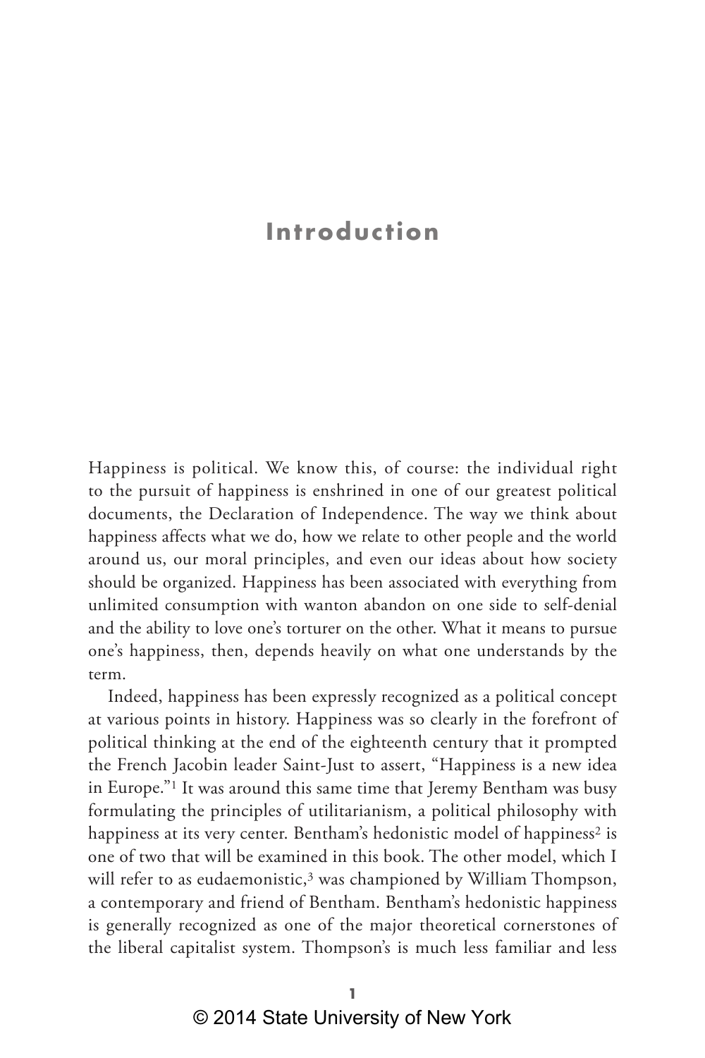# Introduction

Happiness is political. We know this, of course: the individual right to the pursuit of happiness is enshrined in one of our greatest political documents, the Declaration of Independence. The way we think about happiness affects what we do, how we relate to other people and the world around us, our moral principles, and even our ideas about how society should be organized. Happiness has been associated with everything from unlimited consumption with wanton abandon on one side to self-denial and the ability to love one's torturer on the other. What it means to pursue one's happiness, then, depends heavily on what one understands by the term.

Indeed, happiness has been expressly recognized as a political concept at various points in history. Happiness was so clearly in the forefront of political thinking at the end of the eighteenth century that it prompted the French Jacobin leader Saint-Just to assert, "Happiness is a new idea in Europe."[1] It was around this same time that Jeremy Bentham was busy formulating the principles of utilitarianism, a political philosophy with happiness at its very center. Bentham's hedonistic model of happiness[2] is one of two that will be examined in this book. The other model, which I will refer to as eudaemonistic,[3] was championed by William Thompson, a contemporary and friend of Bentham. Bentham's hedonistic happiness is generally recognized as one of the major theoretical cornerstones of the liberal capitalist system. Thompson's is much less familiar and less

© 2014 State University of New York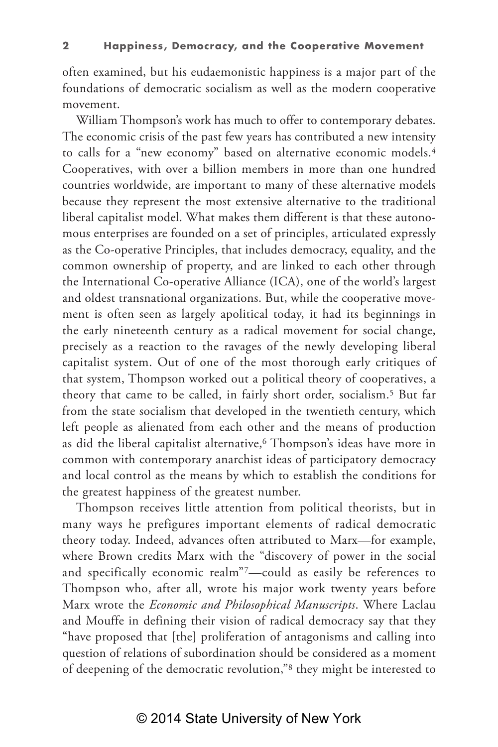often examined, but his eudaemonistic happiness is a major part of the foundations of democratic socialism as well as the modern cooperative movement.

William Thompson's work has much to offer to contemporary debates. The economic crisis of the past few years has contributed a new intensity to calls for a "new economy" based on alternative economic models.[4] Cooperatives, with over a billion members in more than one hundred countries worldwide, are important to many of these alternative models because they represent the most extensive alternative to the traditional liberal capitalist model. What makes them different is that these autonomous enterprises are founded on a set of principles, articulated expressly as the Co-operative Principles, that includes democracy, equality, and the common ownership of property, and are linked to each other through the International Co-operative Alliance (ICA), one of the world's largest and oldest transnational organizations. But, while the cooperative movement is often seen as largely apolitical today, it had its beginnings in the early nineteenth century as a radical movement for social change, precisely as a reaction to the ravages of the newly developing liberal capitalist system. Out of one of the most thorough early critiques of that system, Thompson worked out a political theory of cooperatives, a theory that came to be called, in fairly short order, socialism.[5] But far from the state socialism that developed in the twentieth century, which left people as alienated from each other and the means of production as did the liberal capitalist alternative,[6] Thompson's ideas have more in common with contemporary anarchist ideas of participatory democracy and local control as the means by which to establish the conditions for the greatest happiness of the greatest number.

Thompson receives little attention from political theorists, but in many ways he prefigures important elements of radical democratic theory today. Indeed, advances often attributed to Marx—for example, where Brown credits Marx with the "discovery of power in the social and specifically economic realm"[7]—could as easily be references to Thompson who, after all, wrote his major work twenty years before Marx wrote the *Economic and Philosophical Manuscripts*. Where Laclau and Mouffe in defining their vision of radical democracy say that they "have proposed that [the] proliferation of antagonisms and calling into question of relations of subordination should be considered as a moment of deepening of the democratic revolution,"[8] they might be interested to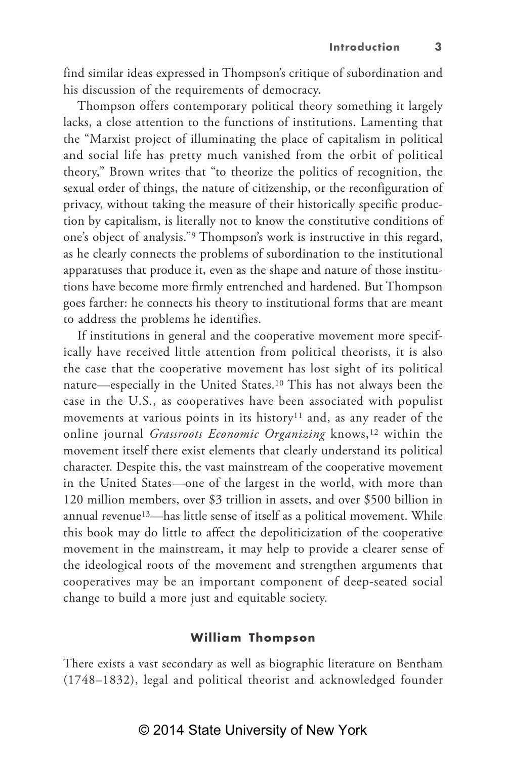find similar ideas expressed in Thompson's critique of subordination and his discussion of the requirements of democracy.

Thompson offers contemporary political theory something it largely lacks, a close attention to the functions of institutions. Lamenting that the "Marxist project of illuminating the place of capitalism in political and social life has pretty much vanished from the orbit of political theory," Brown writes that "to theorize the politics of recognition, the sexual order of things, the nature of citizenship, or the reconfiguration of privacy, without taking the measure of their historically specific production by capitalism, is literally not to know the constitutive conditions of one's object of analysis."[9] Thompson's work is instructive in this regard, as he clearly connects the problems of subordination to the institutional apparatuses that produce it, even as the shape and nature of those institutions have become more firmly entrenched and hardened. But Thompson goes farther: he connects his theory to institutional forms that are meant to address the problems he identifies.

If institutions in general and the cooperative movement more specifically have received little attention from political theorists, it is also the case that the cooperative movement has lost sight of its political nature—especially in the United States.[10] This has not always been the case in the U.S., as cooperatives have been associated with populist movements at various points in its history[11] and, as any reader of the online journal *Grassroots Economic Organizing* knows,[12] within the movement itself there exist elements that clearly understand its political character. Despite this, the vast mainstream of the cooperative movement in the United States—one of the largest in the world, with more than 120 million members, over $3 trillion in assets, and over $500 billion in annual revenue[13]—has little sense of itself as a political movement. While this book may do little to affect the depoliticization of the cooperative movement in the mainstream, it may help to provide a clearer sense of the ideological roots of the movement and strengthen arguments that cooperatives may be an important component of deep-seated social change to build a more just and equitable society.

## William Thompson

There exists a vast secondary as well as biographic literature on Bentham (1748–1832), legal and political theorist and acknowledged founder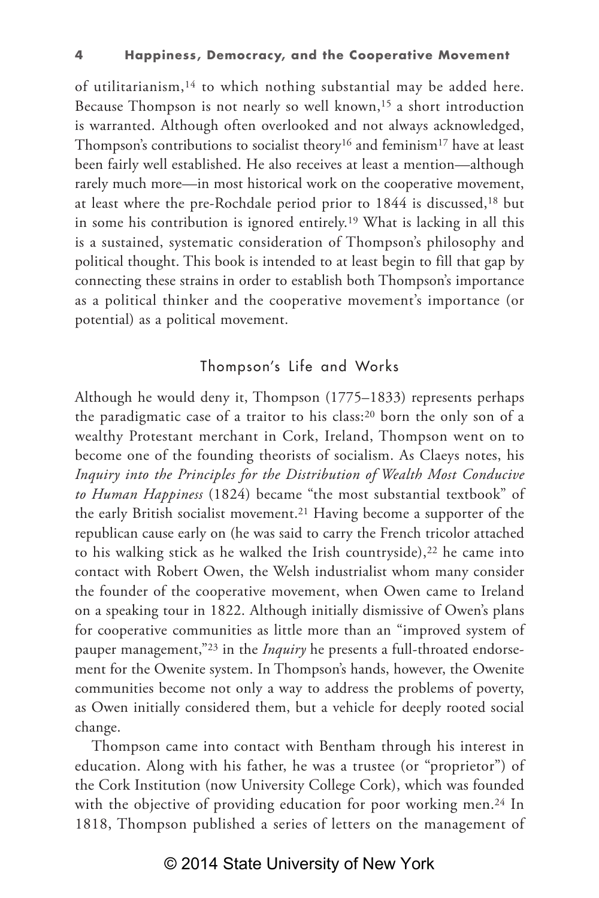of utilitarianism,[14] to which nothing substantial may be added here. Because Thompson is not nearly so well known,[15] a short introduction is warranted. Although often overlooked and not always acknowledged, Thompson's contributions to socialist theory[16] and feminism[17] have at least been fairly well established. He also receives at least a mention—although rarely much more—in most historical work on the cooperative movement, at least where the pre-Rochdale period prior to 1844 is discussed,[18] but in some his contribution is ignored entirely.[19] What is lacking in all this is a sustained, systematic consideration of Thompson's philosophy and political thought. This book is intended to at least begin to fill that gap by connecting these strains in order to establish both Thompson's importance as a political thinker and the cooperative movement's importance (or potential) as a political movement.

## Thompson's Life and Works

Although he would deny it, Thompson (1775–1833) represents perhaps the paradigmatic case of a traitor to his class:[20] born the only son of a wealthy Protestant merchant in Cork, Ireland, Thompson went on to become one of the founding theorists of socialism. As Claeys notes, his *Inquiry into the Principles for the Distribution of Wealth Most Conducive to Human Happiness* (1824) became "the most substantial textbook" of the early British socialist movement.[21] Having become a supporter of the republican cause early on (he was said to carry the French tricolor attached to his walking stick as he walked the Irish countryside),[22] he came into contact with Robert Owen, the Welsh industrialist whom many consider the founder of the cooperative movement, when Owen came to Ireland on a speaking tour in 1822. Although initially dismissive of Owen's plans for cooperative communities as little more than an "improved system of pauper management,"[23] in the *Inquiry* he presents a full-throated endorsement for the Owenite system. In Thompson's hands, however, the Owenite communities become not only a way to address the problems of poverty, as Owen initially considered them, but a vehicle for deeply rooted social change.

Thompson came into contact with Bentham through his interest in education. Along with his father, he was a trustee (or "proprietor") of the Cork Institution (now University College Cork), which was founded with the objective of providing education for poor working men.[24] In 1818, Thompson published a series of letters on the management of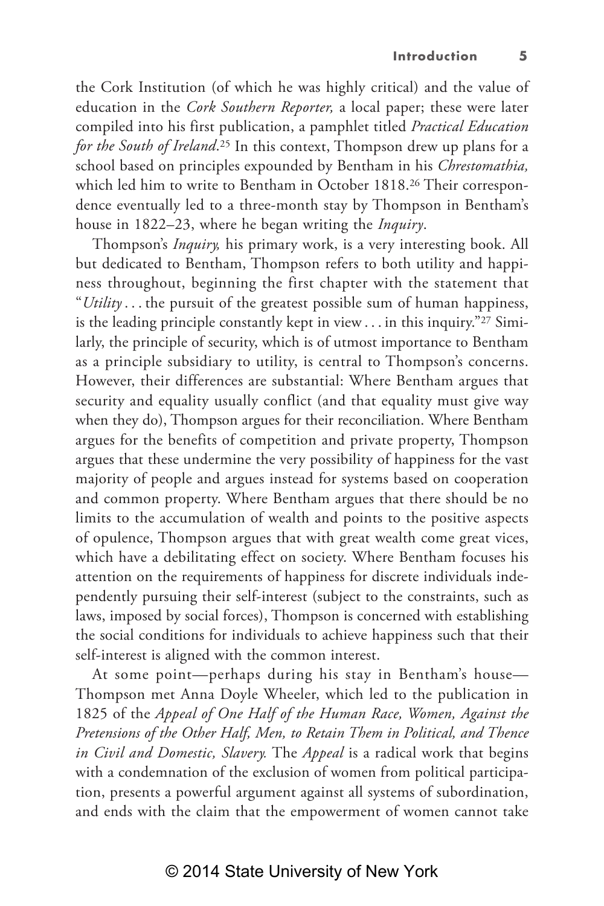the Cork Institution (of which he was highly critical) and the value of education in the *Cork Southern Reporter,* a local paper; these were later compiled into his first publication, a pamphlet titled *Practical Education for the South of Ireland*.[25] In this context, Thompson drew up plans for a school based on principles expounded by Bentham in his *Chrestomathia,* which led him to write to Bentham in October 1818.[26] Their correspondence eventually led to a three-month stay by Thompson in Bentham's house in 1822–23, where he began writing the *Inquiry*.

Thompson's *Inquiry,* his primary work, is a very interesting book. All but dedicated to Bentham, Thompson refers to both utility and happiness throughout, beginning the first chapter with the statement that "*Utility* . . . the pursuit of the greatest possible sum of human happiness, is the leading principle constantly kept in view . . . in this inquiry."[27] Similarly, the principle of security, which is of utmost importance to Bentham as a principle subsidiary to utility, is central to Thompson's concerns. However, their differences are substantial: Where Bentham argues that security and equality usually conflict (and that equality must give way when they do), Thompson argues for their reconciliation. Where Bentham argues for the benefits of competition and private property, Thompson argues that these undermine the very possibility of happiness for the vast majority of people and argues instead for systems based on cooperation and common property. Where Bentham argues that there should be no limits to the accumulation of wealth and points to the positive aspects of opulence, Thompson argues that with great wealth come great vices, which have a debilitating effect on society. Where Bentham focuses his attention on the requirements of happiness for discrete individuals independently pursuing their self-interest (subject to the constraints, such as laws, imposed by social forces), Thompson is concerned with establishing the social conditions for individuals to achieve happiness such that their self-interest is aligned with the common interest.

At some point—perhaps during his stay in Bentham's house—Thompson met Anna Doyle Wheeler, which led to the publication in 1825 of the *Appeal of One Half of the Human Race, Women, Against the Pretensions of the Other Half, Men, to Retain Them in Political, and Thence in Civil and Domestic, Slavery.* The *Appeal* is a radical work that begins with a condemnation of the exclusion of women from political participation, presents a powerful argument against all systems of subordination, and ends with the claim that the empowerment of women cannot take

© 2014 State University of New York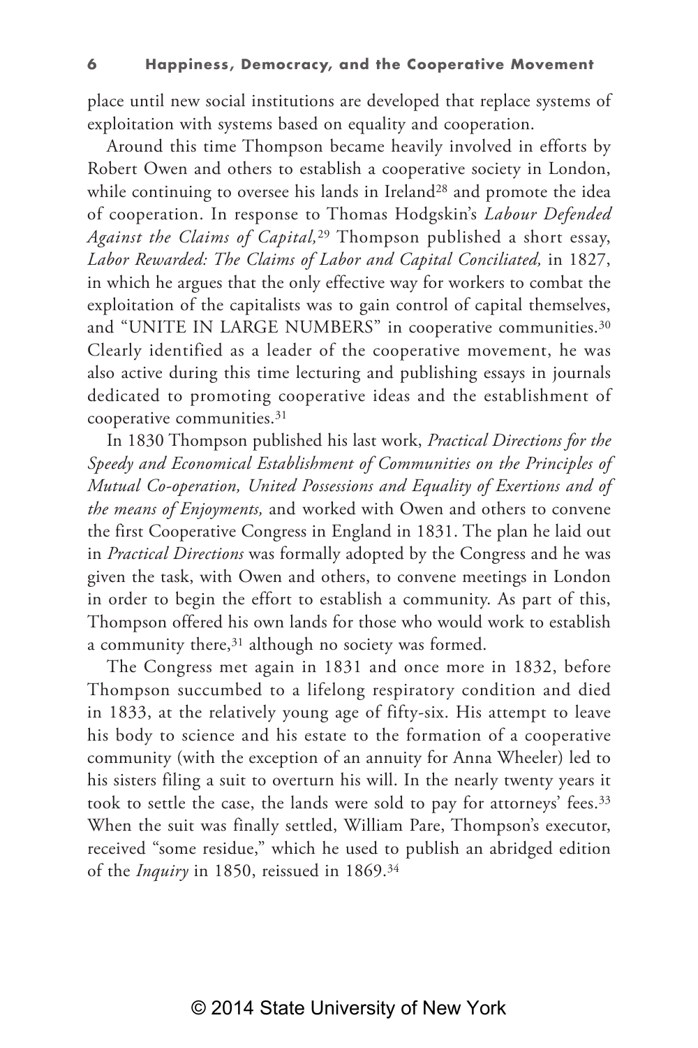place until new social institutions are developed that replace systems of exploitation with systems based on equality and cooperation.

Around this time Thompson became heavily involved in efforts by Robert Owen and others to establish a cooperative society in London, while continuing to oversee his lands in Ireland[28] and promote the idea of cooperation. In response to Thomas Hodgskin's *Labour Defended Against the Claims of Capital,*[29] Thompson published a short essay, *Labor Rewarded: The Claims of Labor and Capital Conciliated,* in 1827, in which he argues that the only effective way for workers to combat the exploitation of the capitalists was to gain control of capital themselves, and "UNITE IN LARGE NUMBERS" in cooperative communities.[30] Clearly identified as a leader of the cooperative movement, he was also active during this time lecturing and publishing essays in journals dedicated to promoting cooperative ideas and the establishment of cooperative communities.[31]

In 1830 Thompson published his last work, *Practical Directions for the Speedy and Economical Establishment of Communities on the Principles of Mutual Co-operation, United Possessions and Equality of Exertions and of the means of Enjoyments,* and worked with Owen and others to convene the first Cooperative Congress in England in 1831. The plan he laid out in *Practical Directions* was formally adopted by the Congress and he was given the task, with Owen and others, to convene meetings in London in order to begin the effort to establish a community. As part of this, Thompson offered his own lands for those who would work to establish a community there,[31] although no society was formed.

The Congress met again in 1831 and once more in 1832, before Thompson succumbed to a lifelong respiratory condition and died in 1833, at the relatively young age of fifty-six. His attempt to leave his body to science and his estate to the formation of a cooperative community (with the exception of an annuity for Anna Wheeler) led to his sisters filing a suit to overturn his will. In the nearly twenty years it took to settle the case, the lands were sold to pay for attorneys' fees.[33] When the suit was finally settled, William Pare, Thompson's executor, received "some residue," which he used to publish an abridged edition of the *Inquiry* in 1850, reissued in 1869.[34]

© 2014 State University of New York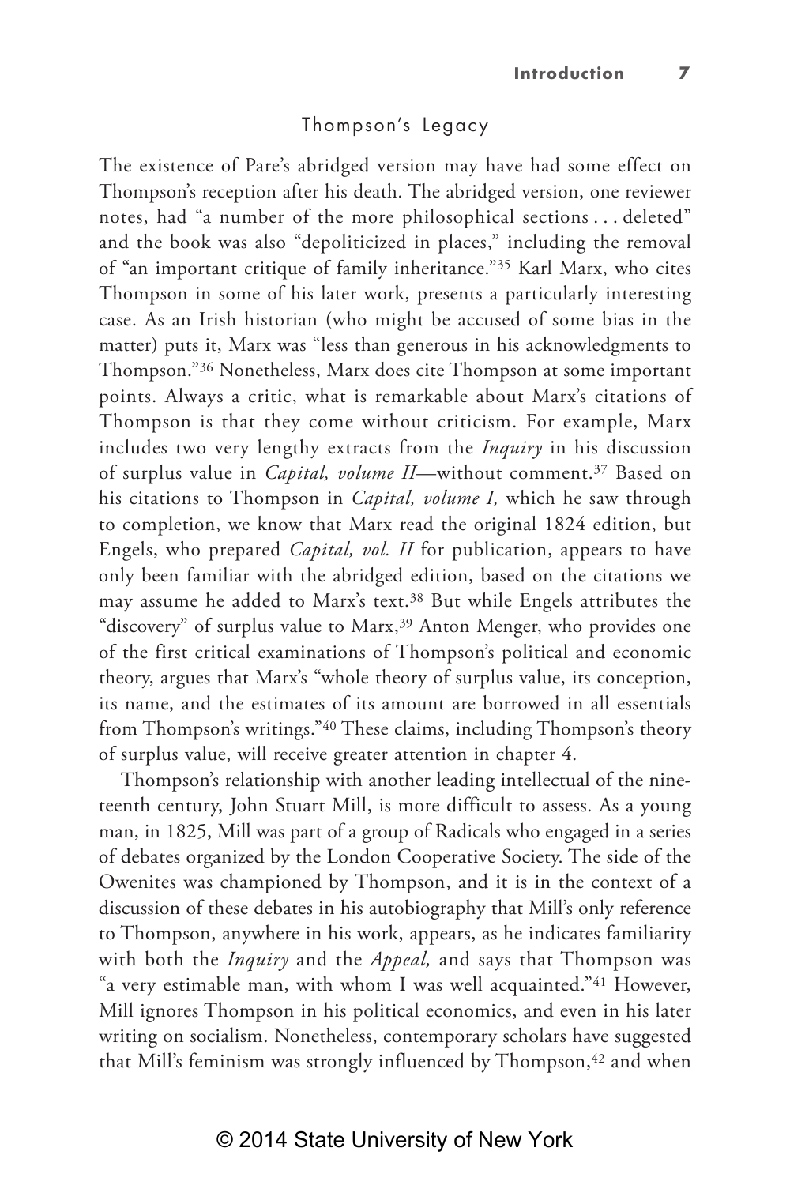## Thompson's Legacy

The existence of Pare's abridged version may have had some effect on Thompson's reception after his death. The abridged version, one reviewer notes, had "a number of the more philosophical sections . . . deleted" and the book was also "depoliticized in places," including the removal of "an important critique of family inheritance."[35] Karl Marx, who cites Thompson in some of his later work, presents a particularly interesting case. As an Irish historian (who might be accused of some bias in the matter) puts it, Marx was "less than generous in his acknowledgments to Thompson."[36] Nonetheless, Marx does cite Thompson at some important points. Always a critic, what is remarkable about Marx's citations of Thompson is that they come without criticism. For example, Marx includes two very lengthy extracts from the *Inquiry* in his discussion of surplus value in *Capital, volume II*—without comment.[37] Based on his citations to Thompson in *Capital, volume I,* which he saw through to completion, we know that Marx read the original 1824 edition, but Engels, who prepared *Capital, vol. II* for publication, appears to have only been familiar with the abridged edition, based on the citations we may assume he added to Marx's text.[38] But while Engels attributes the "discovery" of surplus value to Marx,[39] Anton Menger, who provides one of the first critical examinations of Thompson's political and economic theory, argues that Marx's "whole theory of surplus value, its conception, its name, and the estimates of its amount are borrowed in all essentials from Thompson's writings."[40] These claims, including Thompson's theory of surplus value, will receive greater attention in chapter 4.

Thompson's relationship with another leading intellectual of the nineteenth century, John Stuart Mill, is more difficult to assess. As a young man, in 1825, Mill was part of a group of Radicals who engaged in a series of debates organized by the London Cooperative Society. The side of the Owenites was championed by Thompson, and it is in the context of a discussion of these debates in his autobiography that Mill's only reference to Thompson, anywhere in his work, appears, as he indicates familiarity with both the *Inquiry* and the *Appeal,* and says that Thompson was "a very estimable man, with whom I was well acquainted."[41] However, Mill ignores Thompson in his political economics, and even in his later writing on socialism. Nonetheless, contemporary scholars have suggested that Mill's feminism was strongly influenced by Thompson,[42] and when

© 2014 State University of New York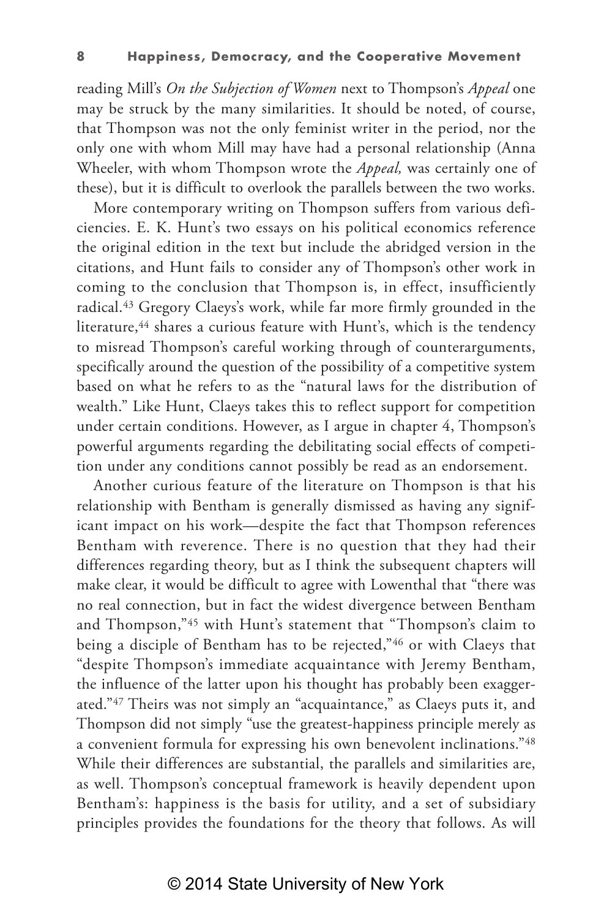reading Mill's *On the Subjection of Women* next to Thompson's *Appeal* one may be struck by the many similarities. It should be noted, of course, that Thompson was not the only feminist writer in the period, nor the only one with whom Mill may have had a personal relationship (Anna Wheeler, with whom Thompson wrote the *Appeal,* was certainly one of these), but it is difficult to overlook the parallels between the two works.

More contemporary writing on Thompson suffers from various deficiencies. E. K. Hunt's two essays on his political economics reference the original edition in the text but include the abridged version in the citations, and Hunt fails to consider any of Thompson's other work in coming to the conclusion that Thompson is, in effect, insufficiently radical.[43] Gregory Claeys's work, while far more firmly grounded in the literature,[44] shares a curious feature with Hunt's, which is the tendency to misread Thompson's careful working through of counterarguments, specifically around the question of the possibility of a competitive system based on what he refers to as the "natural laws for the distribution of wealth." Like Hunt, Claeys takes this to reflect support for competition under certain conditions. However, as I argue in chapter 4, Thompson's powerful arguments regarding the debilitating social effects of competition under any conditions cannot possibly be read as an endorsement.

Another curious feature of the literature on Thompson is that his relationship with Bentham is generally dismissed as having any significant impact on his work—despite the fact that Thompson references Bentham with reverence. There is no question that they had their differences regarding theory, but as I think the subsequent chapters will make clear, it would be difficult to agree with Lowenthal that "there was no real connection, but in fact the widest divergence between Bentham and Thompson,"[45] with Hunt's statement that "Thompson's claim to being a disciple of Bentham has to be rejected,"[46] or with Claeys that "despite Thompson's immediate acquaintance with Jeremy Bentham, the influence of the latter upon his thought has probably been exaggerated."[47] Theirs was not simply an "acquaintance," as Claeys puts it, and Thompson did not simply "use the greatest-happiness principle merely as a convenient formula for expressing his own benevolent inclinations."[48] While their differences are substantial, the parallels and similarities are, as well. Thompson's conceptual framework is heavily dependent upon Bentham's: happiness is the basis for utility, and a set of subsidiary principles provides the foundations for the theory that follows. As will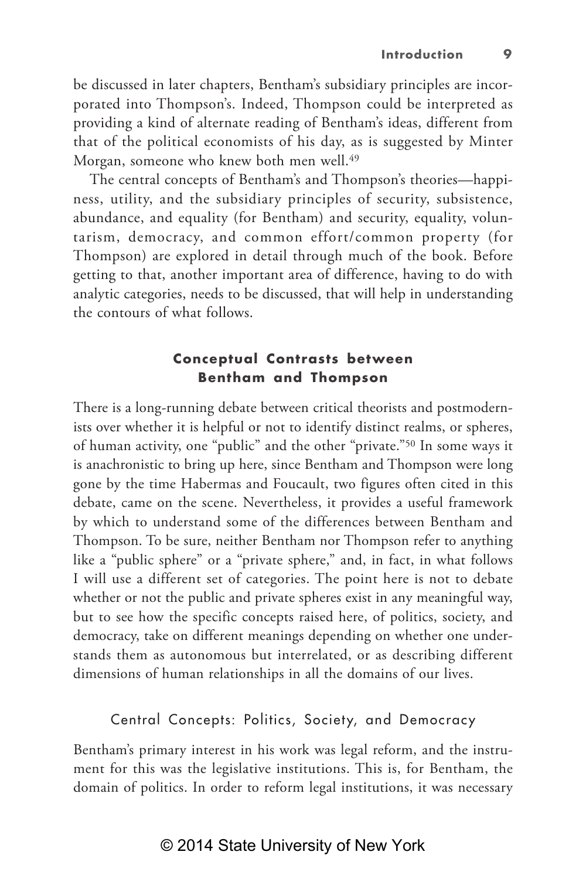be discussed in later chapters, Bentham's subsidiary principles are incorporated into Thompson's. Indeed, Thompson could be interpreted as providing a kind of alternate reading of Bentham's ideas, different from that of the political economists of his day, as is suggested by Minter Morgan, someone who knew both men well.[49]

The central concepts of Bentham's and Thompson's theories—happiness, utility, and the subsidiary principles of security, subsistence, abundance, and equality (for Bentham) and security, equality, voluntarism, democracy, and common effort/common property (for Thompson) are explored in detail through much of the book. Before getting to that, another important area of difference, having to do with analytic categories, needs to be discussed, that will help in understanding the contours of what follows.

## Conceptual Contrasts between Bentham and Thompson

There is a long-running debate between critical theorists and postmodernists over whether it is helpful or not to identify distinct realms, or spheres, of human activity, one "public" and the other "private."[50] In some ways it is anachronistic to bring up here, since Bentham and Thompson were long gone by the time Habermas and Foucault, two figures often cited in this debate, came on the scene. Nevertheless, it provides a useful framework by which to understand some of the differences between Bentham and Thompson. To be sure, neither Bentham nor Thompson refer to anything like a "public sphere" or a "private sphere," and, in fact, in what follows I will use a different set of categories. The point here is not to debate whether or not the public and private spheres exist in any meaningful way, but to see how the specific concepts raised here, of politics, society, and democracy, take on different meanings depending on whether one understands them as autonomous but interrelated, or as describing different dimensions of human relationships in all the domains of our lives.

### Central Concepts: Politics, Society, and Democracy

Bentham's primary interest in his work was legal reform, and the instrument for this was the legislative institutions. This is, for Bentham, the domain of politics. In order to reform legal institutions, it was necessary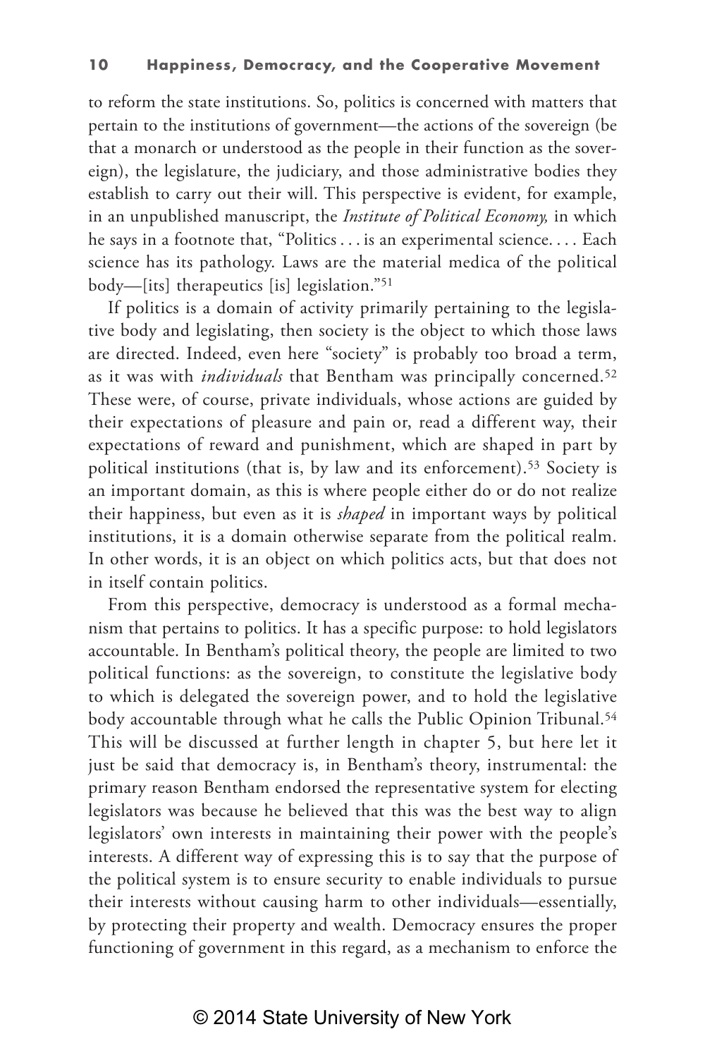to reform the state institutions. So, politics is concerned with matters that pertain to the institutions of government—the actions of the sovereign (be that a monarch or understood as the people in their function as the sovereign), the legislature, the judiciary, and those administrative bodies they establish to carry out their will. This perspective is evident, for example, in an unpublished manuscript, the *Institute of Political Economy,* in which he says in a footnote that, "Politics . . . is an experimental science. . . . Each science has its pathology. Laws are the material medica of the political body—[its] therapeutics [is] legislation."[51]

If politics is a domain of activity primarily pertaining to the legislative body and legislating, then society is the object to which those laws are directed. Indeed, even here "society" is probably too broad a term, as it was with *individuals* that Bentham was principally concerned.[52] These were, of course, private individuals, whose actions are guided by their expectations of pleasure and pain or, read a different way, their expectations of reward and punishment, which are shaped in part by political institutions (that is, by law and its enforcement).[53] Society is an important domain, as this is where people either do or do not realize their happiness, but even as it is *shaped* in important ways by political institutions, it is a domain otherwise separate from the political realm. In other words, it is an object on which politics acts, but that does not in itself contain politics.

From this perspective, democracy is understood as a formal mechanism that pertains to politics. It has a specific purpose: to hold legislators accountable. In Bentham's political theory, the people are limited to two political functions: as the sovereign, to constitute the legislative body to which is delegated the sovereign power, and to hold the legislative body accountable through what he calls the Public Opinion Tribunal.[54] This will be discussed at further length in chapter 5, but here let it just be said that democracy is, in Bentham's theory, instrumental: the primary reason Bentham endorsed the representative system for electing legislators was because he believed that this was the best way to align legislators' own interests in maintaining their power with the people's interests. A different way of expressing this is to say that the purpose of the political system is to ensure security to enable individuals to pursue their interests without causing harm to other individuals—essentially, by protecting their property and wealth. Democracy ensures the proper functioning of government in this regard, as a mechanism to enforce the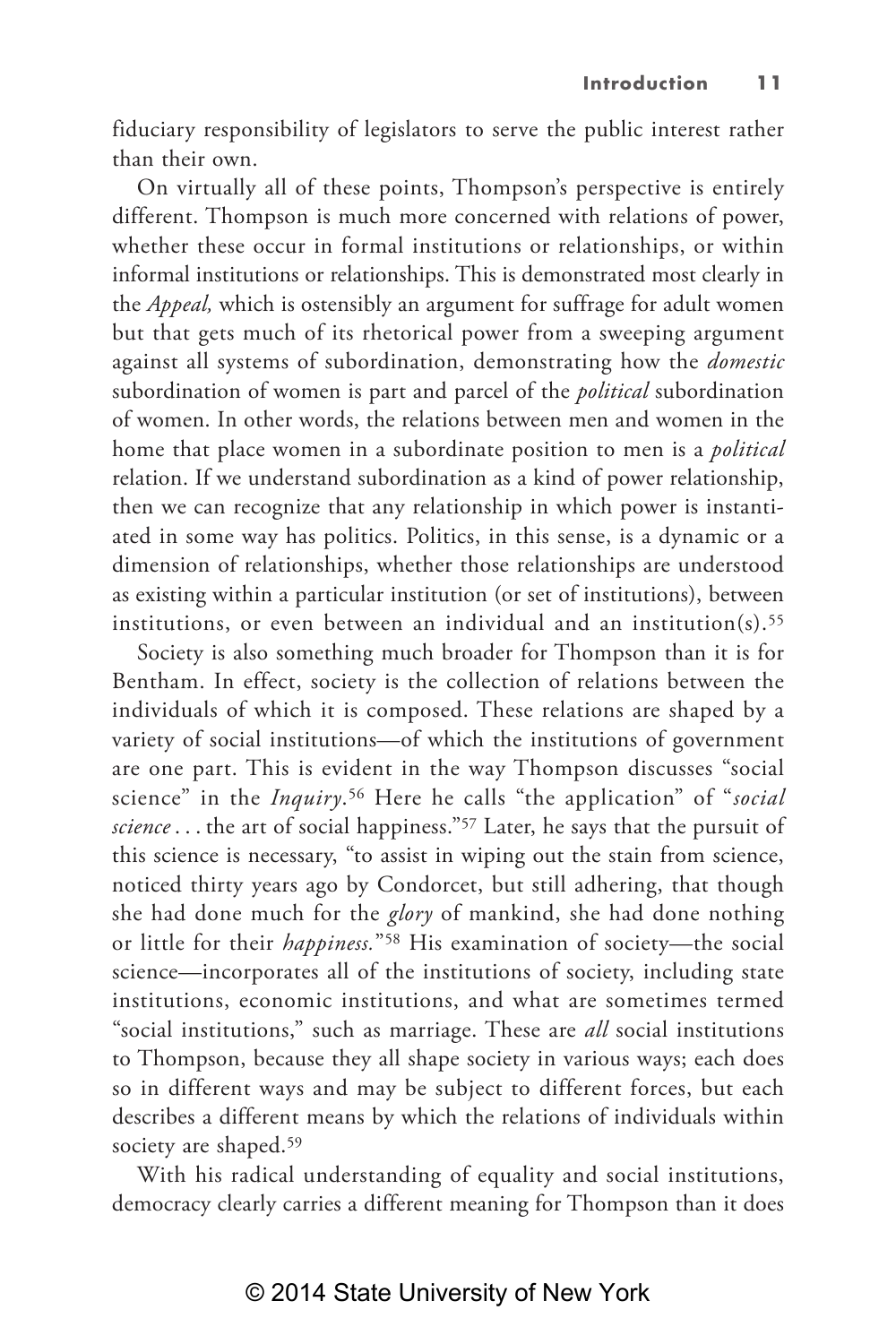fiduciary responsibility of legislators to serve the public interest rather than their own.

On virtually all of these points, Thompson's perspective is entirely different. Thompson is much more concerned with relations of power, whether these occur in formal institutions or relationships, or within informal institutions or relationships. This is demonstrated most clearly in the *Appeal,* which is ostensibly an argument for suffrage for adult women but that gets much of its rhetorical power from a sweeping argument against all systems of subordination, demonstrating how the *domestic* subordination of women is part and parcel of the *political* subordination of women. In other words, the relations between men and women in the home that place women in a subordinate position to men is a *political* relation. If we understand subordination as a kind of power relationship, then we can recognize that any relationship in which power is instantiated in some way has politics. Politics, in this sense, is a dynamic or a dimension of relationships, whether those relationships are understood as existing within a particular institution (or set of institutions), between institutions, or even between an individual and an institution(s).[55]

Society is also something much broader for Thompson than it is for Bentham. In effect, society is the collection of relations between the individuals of which it is composed. These relations are shaped by a variety of social institutions—of which the institutions of government are one part. This is evident in the way Thompson discusses "social science" in the *Inquiry*.[56] Here he calls "the application" of "*social science* . . . the art of social happiness."[57] Later, he says that the pursuit of this science is necessary, "to assist in wiping out the stain from science, noticed thirty years ago by Condorcet, but still adhering, that though she had done much for the *glory* of mankind, she had done nothing or little for their *happiness.*"[58] His examination of society—the social science—incorporates all of the institutions of society, including state institutions, economic institutions, and what are sometimes termed "social institutions," such as marriage. These are *all* social institutions to Thompson, because they all shape society in various ways; each does so in different ways and may be subject to different forces, but each describes a different means by which the relations of individuals within society are shaped.[59]

With his radical understanding of equality and social institutions, democracy clearly carries a different meaning for Thompson than it does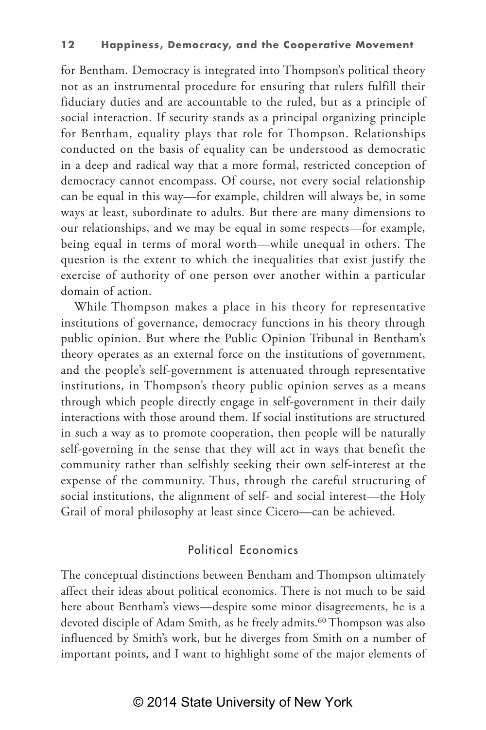for Bentham. Democracy is integrated into Thompson's political theory not as an instrumental procedure for ensuring that rulers fulfill their fiduciary duties and are accountable to the ruled, but as a principle of social interaction. If security stands as a principal organizing principle for Bentham, equality plays that role for Thompson. Relationships conducted on the basis of equality can be understood as democratic in a deep and radical way that a more formal, restricted conception of democracy cannot encompass. Of course, not every social relationship can be equal in this way—for example, children will always be, in some ways at least, subordinate to adults. But there are many dimensions to our relationships, and we may be equal in some respects—for example, being equal in terms of moral worth—while unequal in others. The question is the extent to which the inequalities that exist justify the exercise of authority of one person over another within a particular domain of action.

While Thompson makes a place in his theory for representative institutions of governance, democracy functions in his theory through public opinion. But where the Public Opinion Tribunal in Bentham's theory operates as an external force on the institutions of government, and the people's self-government is attenuated through representative institutions, in Thompson's theory public opinion serves as a means through which people directly engage in self-government in their daily interactions with those around them. If social institutions are structured in such a way as to promote cooperation, then people will be naturally self-governing in the sense that they will act in ways that benefit the community rather than selfishly seeking their own self-interest at the expense of the community. Thus, through the careful structuring of social institutions, the alignment of self- and social interest—the Holy Grail of moral philosophy at least since Cicero—can be achieved.

## Political Economics

The conceptual distinctions between Bentham and Thompson ultimately affect their ideas about political economics. There is not much to be said here about Bentham's views—despite some minor disagreements, he is a devoted disciple of Adam Smith, as he freely admits.[60] Thompson was also influenced by Smith's work, but he diverges from Smith on a number of important points, and I want to highlight some of the major elements of

© 2014 State University of New York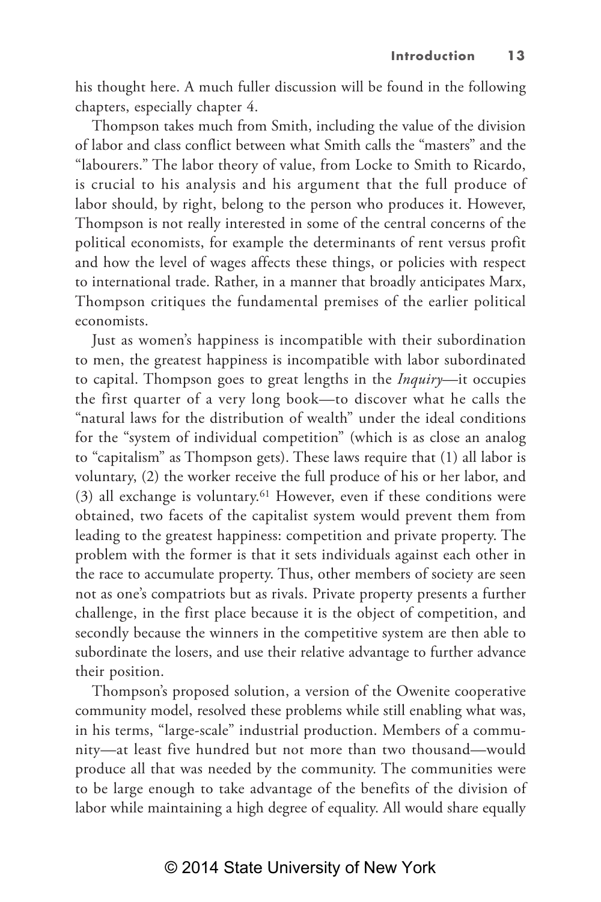his thought here. A much fuller discussion will be found in the following chapters, especially chapter 4.

Thompson takes much from Smith, including the value of the division of labor and class conflict between what Smith calls the "masters" and the "labourers." The labor theory of value, from Locke to Smith to Ricardo, is crucial to his analysis and his argument that the full produce of labor should, by right, belong to the person who produces it. However, Thompson is not really interested in some of the central concerns of the political economists, for example the determinants of rent versus profit and how the level of wages affects these things, or policies with respect to international trade. Rather, in a manner that broadly anticipates Marx, Thompson critiques the fundamental premises of the earlier political economists.

Just as women's happiness is incompatible with their subordination to men, the greatest happiness is incompatible with labor subordinated to capital. Thompson goes to great lengths in the *Inquiry*—it occupies the first quarter of a very long book—to discover what he calls the "natural laws for the distribution of wealth" under the ideal conditions for the "system of individual competition" (which is as close an analog to "capitalism" as Thompson gets). These laws require that (1) all labor is voluntary, (2) the worker receive the full produce of his or her labor, and (3) all exchange is voluntary.[61] However, even if these conditions were obtained, two facets of the capitalist system would prevent them from leading to the greatest happiness: competition and private property. The problem with the former is that it sets individuals against each other in the race to accumulate property. Thus, other members of society are seen not as one's compatriots but as rivals. Private property presents a further challenge, in the first place because it is the object of competition, and secondly because the winners in the competitive system are then able to subordinate the losers, and use their relative advantage to further advance their position.

Thompson's proposed solution, a version of the Owenite cooperative community model, resolved these problems while still enabling what was, in his terms, "large-scale" industrial production. Members of a community—at least five hundred but not more than two thousand—would produce all that was needed by the community. The communities were to be large enough to take advantage of the benefits of the division of labor while maintaining a high degree of equality. All would share equally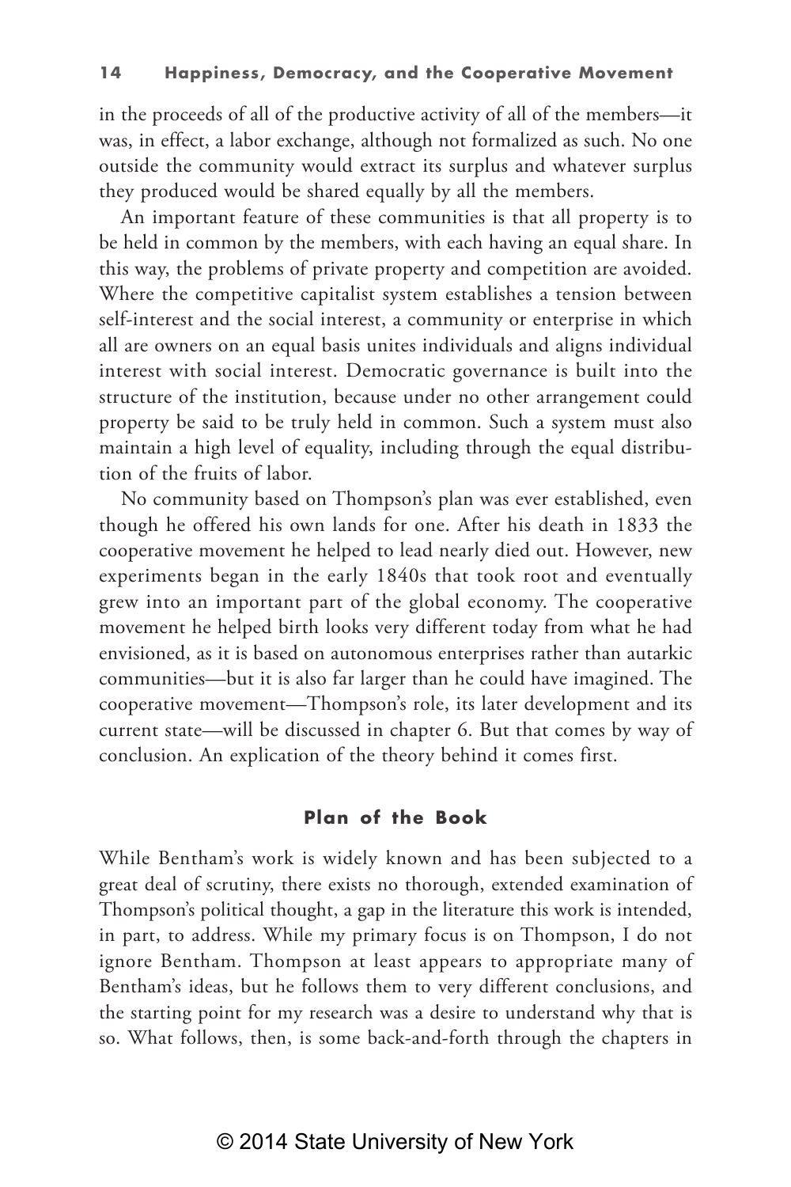in the proceeds of all of the productive activity of all of the members—it was, in effect, a labor exchange, although not formalized as such. No one outside the community would extract its surplus and whatever surplus they produced would be shared equally by all the members.

An important feature of these communities is that all property is to be held in common by the members, with each having an equal share. In this way, the problems of private property and competition are avoided. Where the competitive capitalist system establishes a tension between self-interest and the social interest, a community or enterprise in which all are owners on an equal basis unites individuals and aligns individual interest with social interest. Democratic governance is built into the structure of the institution, because under no other arrangement could property be said to be truly held in common. Such a system must also maintain a high level of equality, including through the equal distribution of the fruits of labor.

No community based on Thompson's plan was ever established, even though he offered his own lands for one. After his death in 1833 the cooperative movement he helped to lead nearly died out. However, new experiments began in the early 1840s that took root and eventually grew into an important part of the global economy. The cooperative movement he helped birth looks very different today from what he had envisioned, as it is based on autonomous enterprises rather than autarkic communities—but it is also far larger than he could have imagined. The cooperative movement—Thompson's role, its later development and its current state—will be discussed in chapter 6. But that comes by way of conclusion. An explication of the theory behind it comes first.

## Plan of the Book

While Bentham's work is widely known and has been subjected to a great deal of scrutiny, there exists no thorough, extended examination of Thompson's political thought, a gap in the literature this work is intended, in part, to address. While my primary focus is on Thompson, I do not ignore Bentham. Thompson at least appears to appropriate many of Bentham's ideas, but he follows them to very different conclusions, and the starting point for my research was a desire to understand why that is so. What follows, then, is some back-and-forth through the chapters in

© 2014 State University of New York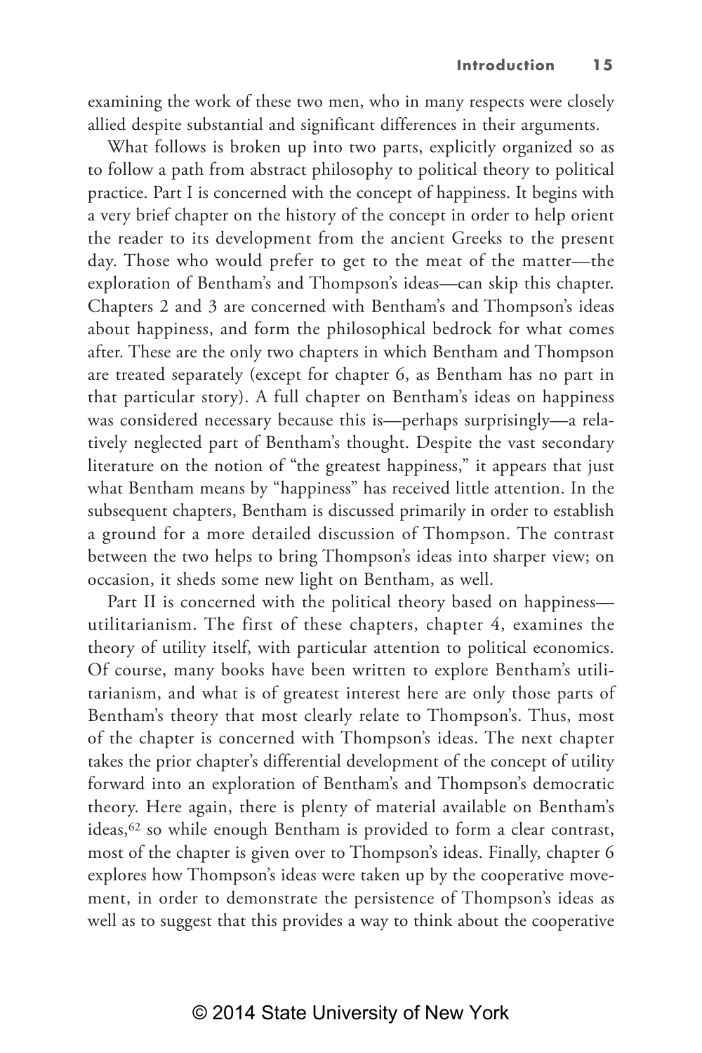examining the work of these two men, who in many respects were closely allied despite substantial and significant differences in their arguments.

What follows is broken up into two parts, explicitly organized so as to follow a path from abstract philosophy to political theory to political practice. Part I is concerned with the concept of happiness. It begins with a very brief chapter on the history of the concept in order to help orient the reader to its development from the ancient Greeks to the present day. Those who would prefer to get to the meat of the matter—the exploration of Bentham's and Thompson's ideas—can skip this chapter. Chapters 2 and 3 are concerned with Bentham's and Thompson's ideas about happiness, and form the philosophical bedrock for what comes after. These are the only two chapters in which Bentham and Thompson are treated separately (except for chapter 6, as Bentham has no part in that particular story). A full chapter on Bentham's ideas on happiness was considered necessary because this is—perhaps surprisingly—a relatively neglected part of Bentham's thought. Despite the vast secondary literature on the notion of "the greatest happiness," it appears that just what Bentham means by "happiness" has received little attention. In the subsequent chapters, Bentham is discussed primarily in order to establish a ground for a more detailed discussion of Thompson. The contrast between the two helps to bring Thompson's ideas into sharper view; on occasion, it sheds some new light on Bentham, as well.

Part II is concerned with the political theory based on happiness—utilitarianism. The first of these chapters, chapter 4, examines the theory of utility itself, with particular attention to political economics. Of course, many books have been written to explore Bentham's utilitarianism, and what is of greatest interest here are only those parts of Bentham's theory that most clearly relate to Thompson's. Thus, most of the chapter is concerned with Thompson's ideas. The next chapter takes the prior chapter's differential development of the concept of utility forward into an exploration of Bentham's and Thompson's democratic theory. Here again, there is plenty of material available on Bentham's ideas,[62] so while enough Bentham is provided to form a clear contrast, most of the chapter is given over to Thompson's ideas. Finally, chapter 6 explores how Thompson's ideas were taken up by the cooperative movement, in order to demonstrate the persistence of Thompson's ideas as well as to suggest that this provides a way to think about the cooperative

© 2014 State University of New York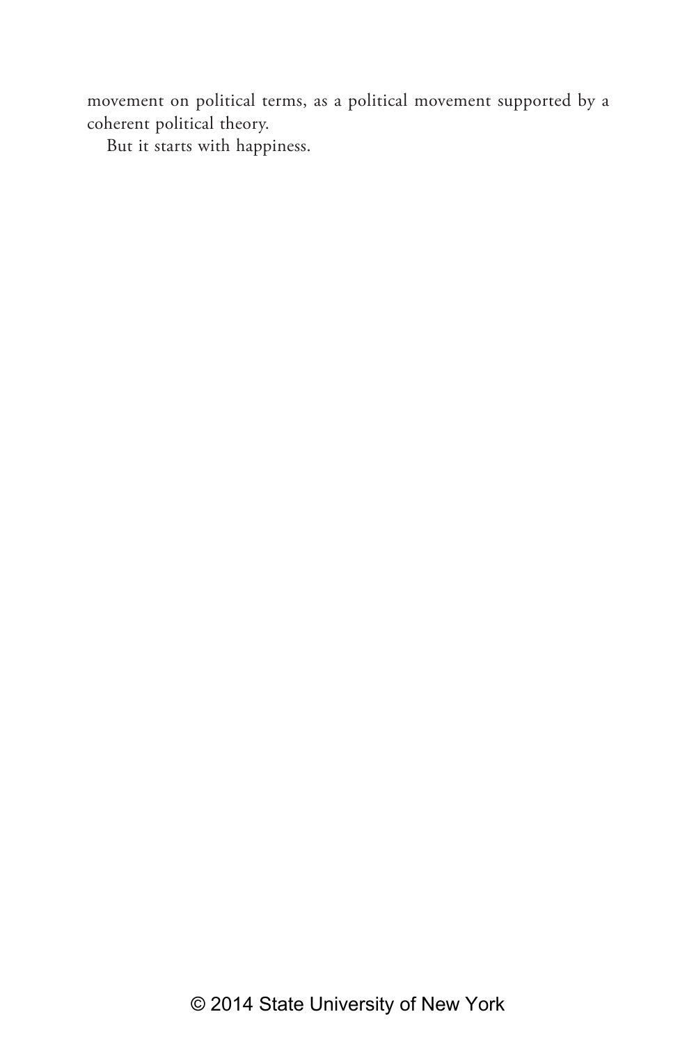movement on political terms, as a political movement supported by a coherent political theory.

But it starts with happiness.